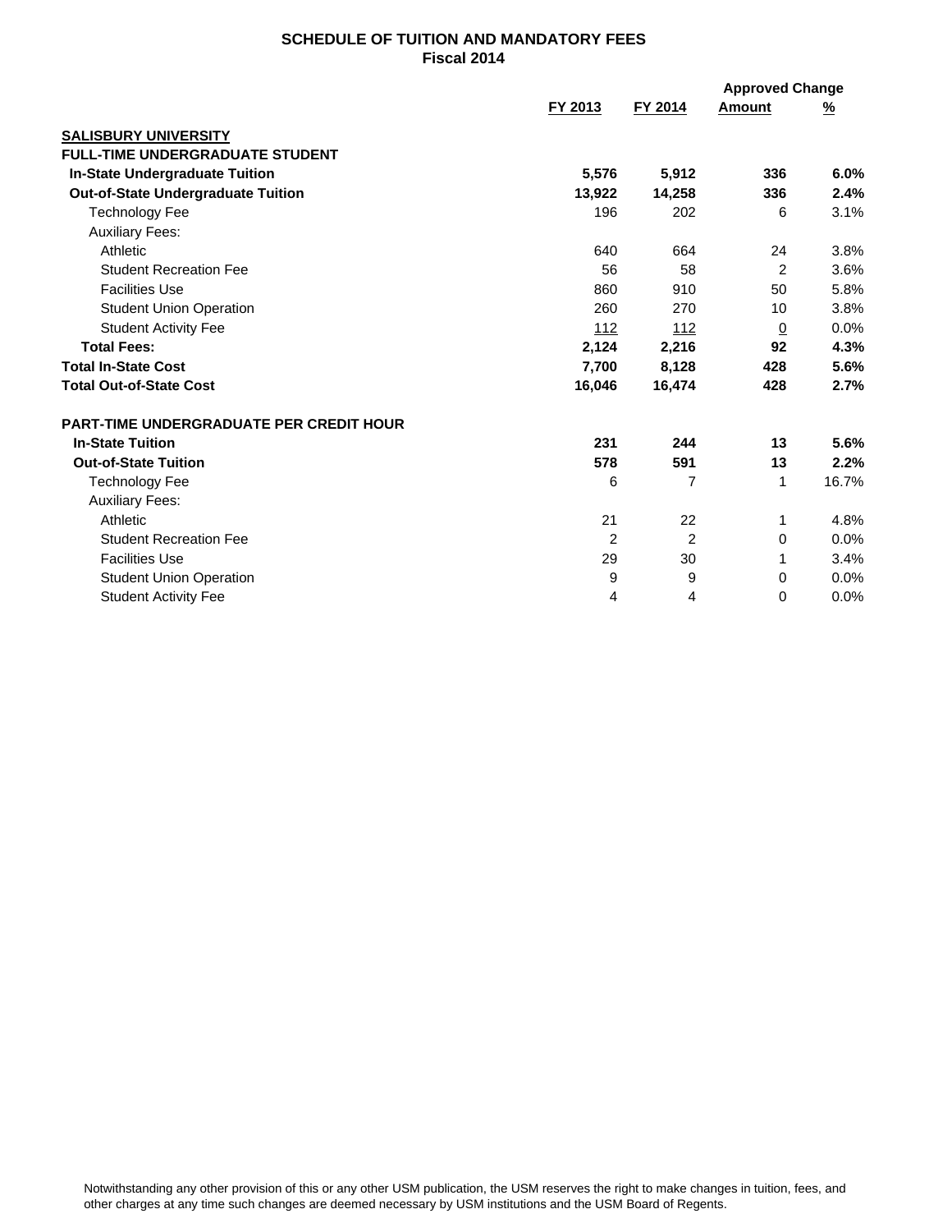## SCHEDULE OF TUITION AND MANDATORY FEES
### Fiscal 2014

| | FY 2013 | FY 2014 | Approved Change Amount | Approved Change % |
|---|---|---|---|---|
| **SALISBURY UNIVERSITY** | | | | |
| **FULL-TIME UNDERGRADUATE STUDENT** | | | | |
| **In-State Undergraduate Tuition** | **5,576** | **5,912** | **336** | **6.0%** |
| **Out-of-State Undergraduate Tuition** | **13,922** | **14,258** | **336** | **2.4%** |
| Technology Fee | 196 | 202 | 6 | 3.1% |
| Auxiliary Fees: | | | | |
| Athletic | 640 | 664 | 24 | 3.8% |
| Student Recreation Fee | 56 | 58 | 2 | 3.6% |
| Facilities Use | 860 | 910 | 50 | 5.8% |
| Student Union Operation | 260 | 270 | 10 | 3.8% |
| Student Activity Fee | 112 | 112 | 0 | 0.0% |
| **Total Fees:** | **2,124** | **2,216** | **92** | **4.3%** |
| **Total In-State Cost** | **7,700** | **8,128** | **428** | **5.6%** |
| **Total Out-of-State Cost** | **16,046** | **16,474** | **428** | **2.7%** |
| | | | | |
| **PART-TIME UNDERGRADUATE PER CREDIT HOUR** | | | | |
| **In-State Tuition** | **231** | **244** | **13** | **5.6%** |
| **Out-of-State Tuition** | **578** | **591** | **13** | **2.2%** |
| Technology Fee | 6 | 7 | 1 | 16.7% |
| Auxiliary Fees: | | | | |
| Athletic | 21 | 22 | 1 | 4.8% |
| Student Recreation Fee | 2 | 2 | 0 | 0.0% |
| Facilities Use | 29 | 30 | 1 | 3.4% |
| Student Union Operation | 9 | 9 | 0 | 0.0% |
| Student Activity Fee | 4 | 4 | 0 | 0.0% |

Notwithstanding any other provision of this or any other USM publication, the USM reserves the right to make changes in tuition, fees, and other charges at any time such changes are deemed necessary by USM institutions and the USM Board of Regents.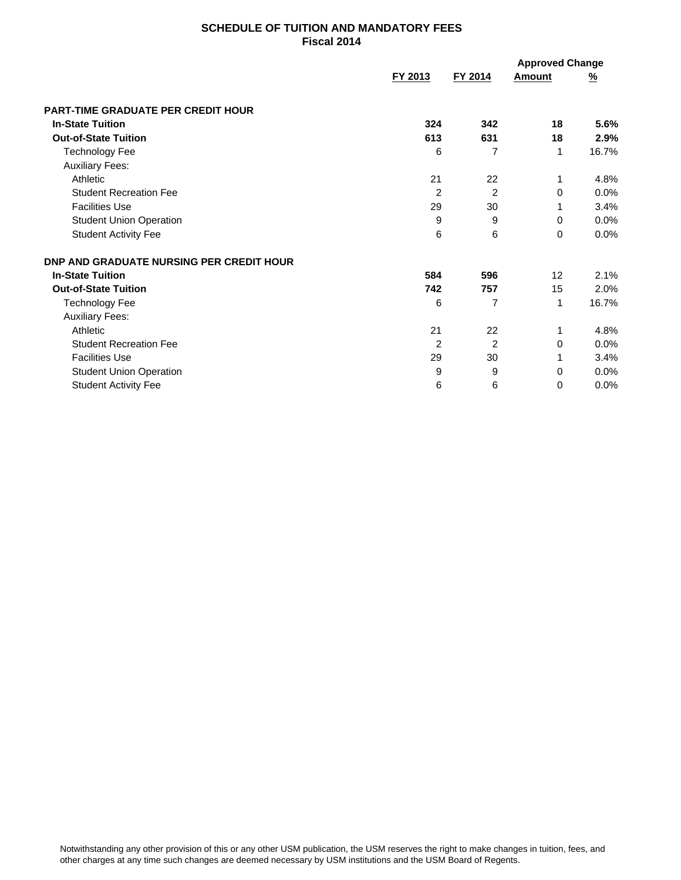**SCHEDULE OF TUITION AND MANDATORY FEES**
**Fiscal 2014**

| | FY 2013 | FY 2014 | Approved Change Amount | Approved Change % |
|---|---|---|---|---|
| **PART-TIME GRADUATE PER CREDIT HOUR** | | | | |
| **In-State Tuition** | **324** | **342** | **18** | **5.6%** |
| **Out-of-State Tuition** | **613** | **631** | **18** | **2.9%** |
| Technology Fee | 6 | 7 | 1 | 16.7% |
| Auxiliary Fees: | | | | |
| Athletic | 21 | 22 | 1 | 4.8% |
| Student Recreation Fee | 2 | 2 | 0 | 0.0% |
| Facilities Use | 29 | 30 | 1 | 3.4% |
| Student Union Operation | 9 | 9 | 0 | 0.0% |
| Student Activity Fee | 6 | 6 | 0 | 0.0% |
| **DNP AND GRADUATE NURSING PER CREDIT HOUR** | | | | |
| **In-State Tuition** | **584** | **596** | 12 | 2.1% |
| **Out-of-State Tuition** | **742** | **757** | 15 | 2.0% |
| Technology Fee | 6 | 7 | 1 | 16.7% |
| Auxiliary Fees: | | | | |
| Athletic | 21 | 22 | 1 | 4.8% |
| Student Recreation Fee | 2 | 2 | 0 | 0.0% |
| Facilities Use | 29 | 30 | 1 | 3.4% |
| Student Union Operation | 9 | 9 | 0 | 0.0% |
| Student Activity Fee | 6 | 6 | 0 | 0.0% |

Notwithstanding any other provision of this or any other USM publication, the USM reserves the right to make changes in tuition, fees, and other charges at any time such changes are deemed necessary by USM institutions and the USM Board of Regents.